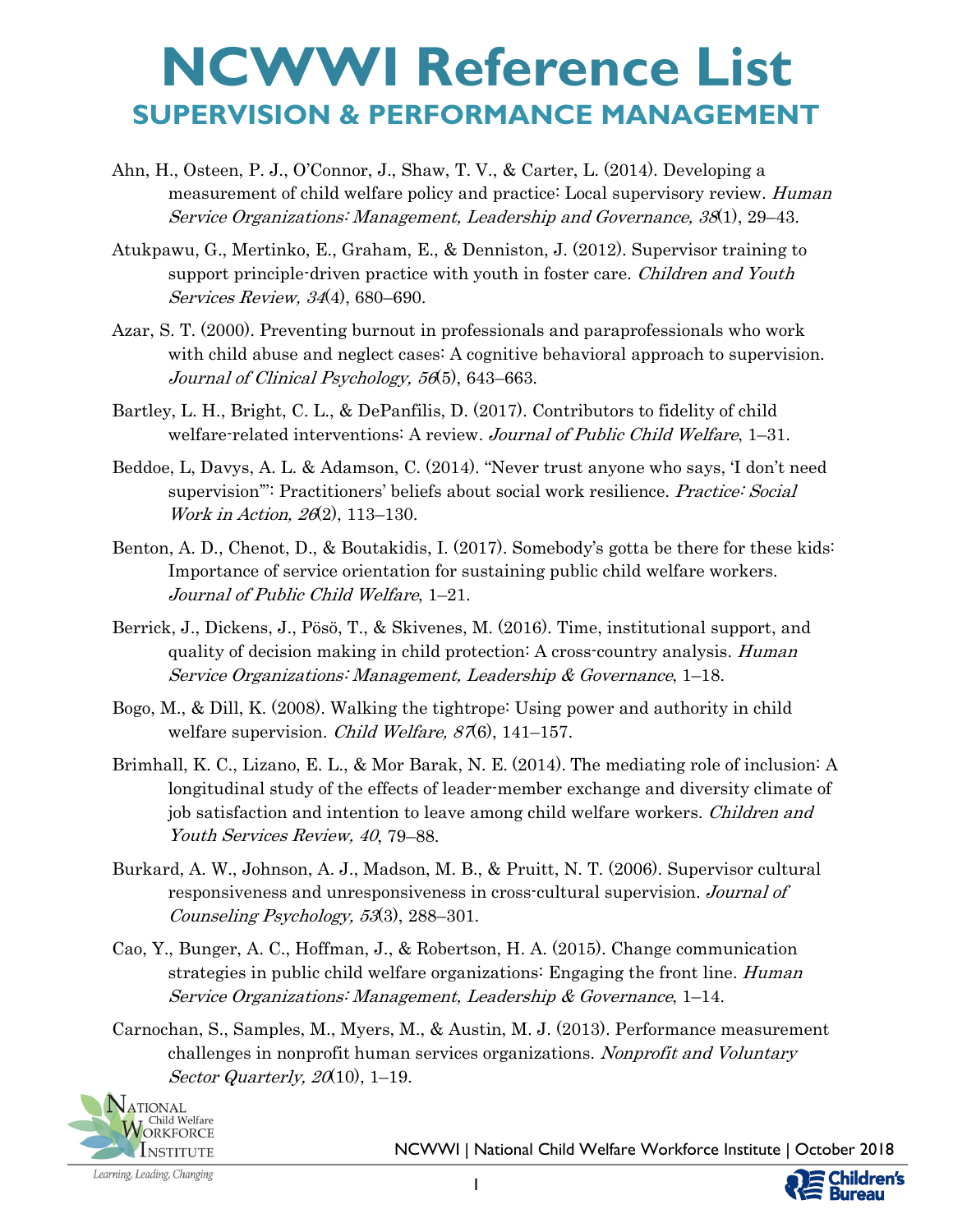# NCWWI Reference List

## SUPERVISION & PERFORMANCE MANAGEMENT

Ahn, H., Osteen, P. J., O'Connor, J., Shaw, T. V., & Carter, L. (2014). Developing a measurement of child welfare policy and practice: Local supervisory review. *Human Service Organizations: Management, Leadership and Governance, 38*(1), 29–43.

Atukpawu, G., Mertinko, E., Graham, E., & Denniston, J. (2012). Supervisor training to support principle-driven practice with youth in foster care. *Children and Youth Services Review, 34*(4), 680–690.

Azar, S. T. (2000). Preventing burnout in professionals and paraprofessionals who work with child abuse and neglect cases: A cognitive behavioral approach to supervision. *Journal of Clinical Psychology, 56*(5), 643–663.

Bartley, L. H., Bright, C. L., & DePanfilis, D. (2017). Contributors to fidelity of child welfare-related interventions: A review. *Journal of Public Child Welfare*, 1–31.

Beddoe, L, Davys, A. L. & Adamson, C. (2014). "Never trust anyone who says, 'I don't need supervision'": Practitioners' beliefs about social work resilience. *Practice: Social Work in Action, 26*(2), 113–130.

Benton, A. D., Chenot, D., & Boutakidis, I. (2017). Somebody's gotta be there for these kids: Importance of service orientation for sustaining public child welfare workers. *Journal of Public Child Welfare*, 1–21.

Berrick, J., Dickens, J., Pösö, T., & Skivenes, M. (2016). Time, institutional support, and quality of decision making in child protection: A cross-country analysis. *Human Service Organizations: Management, Leadership & Governance*, 1–18.

Bogo, M., & Dill, K. (2008). Walking the tightrope: Using power and authority in child welfare supervision. *Child Welfare, 87*(6), 141–157.

Brimhall, K. C., Lizano, E. L., & Mor Barak, N. E. (2014). The mediating role of inclusion: A longitudinal study of the effects of leader-member exchange and diversity climate of job satisfaction and intention to leave among child welfare workers. *Children and Youth Services Review, 40*, 79–88.

Burkard, A. W., Johnson, A. J., Madson, M. B., & Pruitt, N. T. (2006). Supervisor cultural responsiveness and unresponsiveness in cross-cultural supervision. *Journal of Counseling Psychology, 53*(3), 288–301.

Cao, Y., Bunger, A. C., Hoffman, J., & Robertson, H. A. (2015). Change communication strategies in public child welfare organizations: Engaging the front line. *Human Service Organizations: Management, Leadership & Governance*, 1–14.

Carnochan, S., Samples, M., Myers, M., & Austin, M. J. (2013). Performance measurement challenges in nonprofit human services organizations. *Nonprofit and Voluntary Sector Quarterly, 20*(10), 1–19.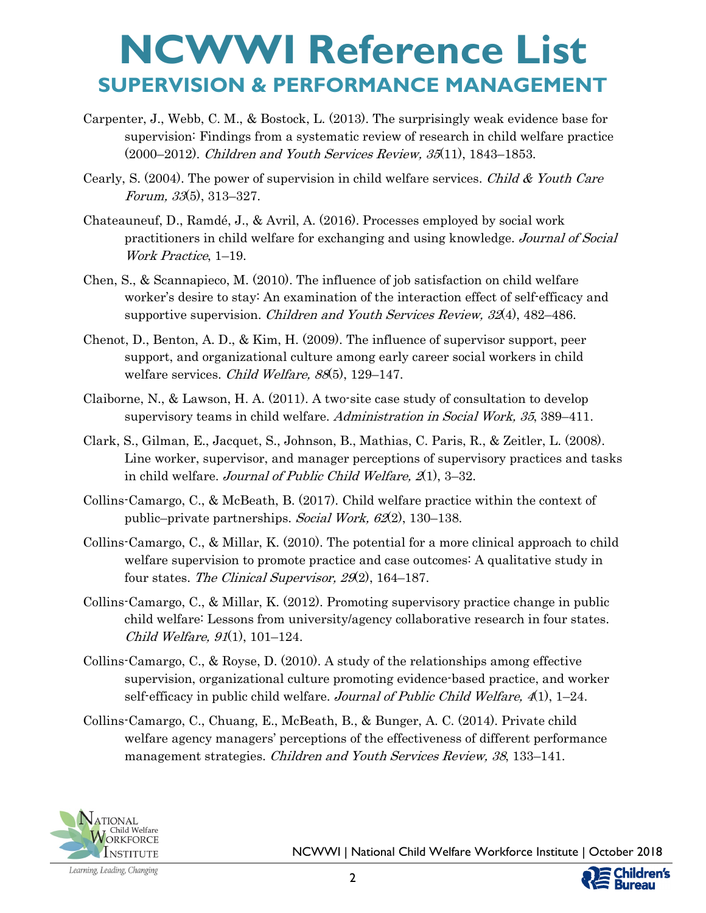# NCWWI Reference List

## SUPERVISION & PERFORMANCE MANAGEMENT

Carpenter, J., Webb, C. M., & Bostock, L. (2013). The surprisingly weak evidence base for supervision: Findings from a systematic review of research in child welfare practice (2000–2012). *Children and Youth Services Review, 35*(11), 1843–1853.

Cearly, S. (2004). The power of supervision in child welfare services. *Child & Youth Care Forum, 33*(5), 313–327.

Chateauneuf, D., Ramdé, J., & Avril, A. (2016). Processes employed by social work practitioners in child welfare for exchanging and using knowledge. *Journal of Social Work Practice*, 1–19.

Chen, S., & Scannapieco, M. (2010). The influence of job satisfaction on child welfare worker's desire to stay: An examination of the interaction effect of self-efficacy and supportive supervision. *Children and Youth Services Review, 32*(4), 482–486.

Chenot, D., Benton, A. D., & Kim, H. (2009). The influence of supervisor support, peer support, and organizational culture among early career social workers in child welfare services. *Child Welfare, 88*(5), 129–147.

Claiborne, N., & Lawson, H. A. (2011). A two-site case study of consultation to develop supervisory teams in child welfare. *Administration in Social Work, 35*, 389–411.

Clark, S., Gilman, E., Jacquet, S., Johnson, B., Mathias, C. Paris, R., & Zeitler, L. (2008). Line worker, supervisor, and manager perceptions of supervisory practices and tasks in child welfare. *Journal of Public Child Welfare, 2*(1), 3–32.

Collins-Camargo, C., & McBeath, B. (2017). Child welfare practice within the context of public–private partnerships. *Social Work, 62*(2), 130–138.

Collins-Camargo, C., & Millar, K. (2010). The potential for a more clinical approach to child welfare supervision to promote practice and case outcomes: A qualitative study in four states. *The Clinical Supervisor, 29*(2), 164–187.

Collins-Camargo, C., & Millar, K. (2012). Promoting supervisory practice change in public child welfare: Lessons from university/agency collaborative research in four states. *Child Welfare, 91*(1), 101–124.

Collins-Camargo, C., & Royse, D. (2010). A study of the relationships among effective supervision, organizational culture promoting evidence-based practice, and worker self-efficacy in public child welfare. *Journal of Public Child Welfare, 4*(1), 1–24.

Collins-Camargo, C., Chuang, E., McBeath, B., & Bunger, A. C. (2014). Private child welfare agency managers' perceptions of the effectiveness of different performance management strategies. *Children and Youth Services Review, 38*, 133–141.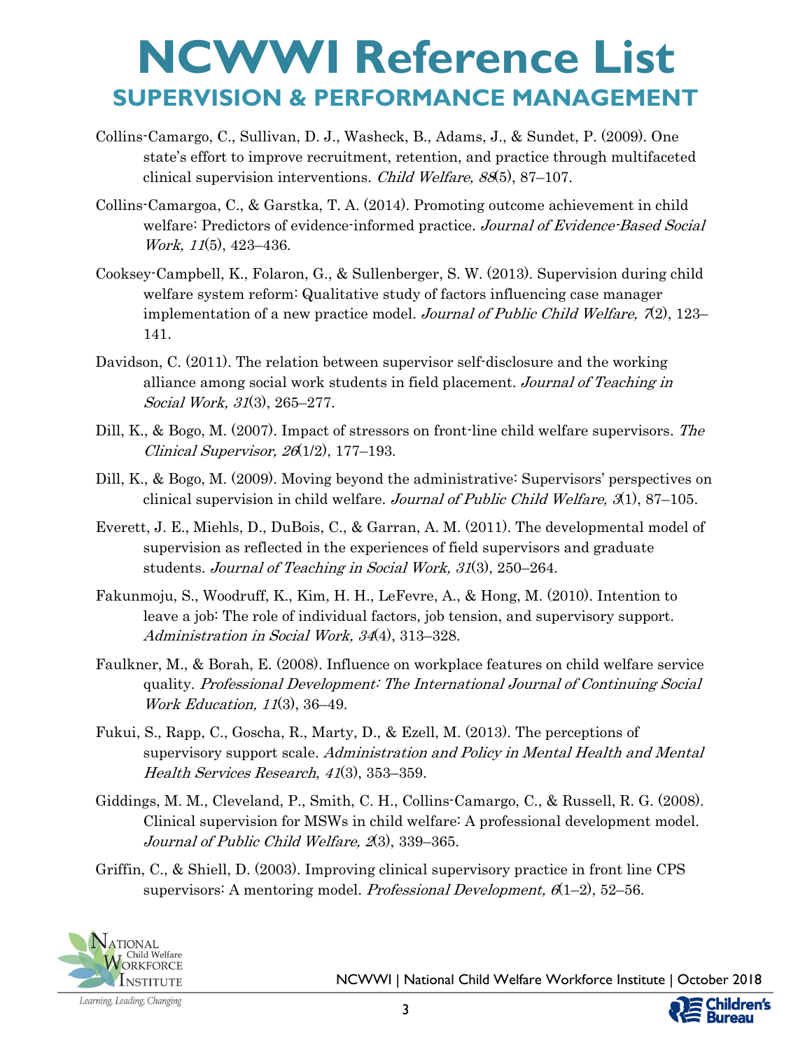# NCWWI Reference List

## SUPERVISION & PERFORMANCE MANAGEMENT

Collins-Camargo, C., Sullivan, D. J., Washeck, B., Adams, J., & Sundet, P. (2009). One state's effort to improve recruitment, retention, and practice through multifaceted clinical supervision interventions. *Child Welfare, 88*(5), 87–107.

Collins-Camargoa, C., & Garstka, T. A. (2014). Promoting outcome achievement in child welfare: Predictors of evidence-informed practice. *Journal of Evidence-Based Social Work, 11*(5), 423–436.

Cooksey-Campbell, K., Folaron, G., & Sullenberger, S. W. (2013). Supervision during child welfare system reform: Qualitative study of factors influencing case manager implementation of a new practice model. *Journal of Public Child Welfare, 7*(2), 123–141.

Davidson, C. (2011). The relation between supervisor self-disclosure and the working alliance among social work students in field placement. *Journal of Teaching in Social Work, 31*(3), 265–277.

Dill, K., & Bogo, M. (2007). Impact of stressors on front-line child welfare supervisors. *The Clinical Supervisor, 26*(1/2), 177–193.

Dill, K., & Bogo, M. (2009). Moving beyond the administrative: Supervisors' perspectives on clinical supervision in child welfare. *Journal of Public Child Welfare, 3*(1), 87–105.

Everett, J. E., Miehls, D., DuBois, C., & Garran, A. M. (2011). The developmental model of supervision as reflected in the experiences of field supervisors and graduate students. *Journal of Teaching in Social Work, 31*(3), 250–264.

Fakunmoju, S., Woodruff, K., Kim, H. H., LeFevre, A., & Hong, M. (2010). Intention to leave a job: The role of individual factors, job tension, and supervisory support. *Administration in Social Work, 34*(4), 313–328.

Faulkner, M., & Borah, E. (2008). Influence on workplace features on child welfare service quality. *Professional Development: The International Journal of Continuing Social Work Education, 11*(3), 36–49.

Fukui, S., Rapp, C., Goscha, R., Marty, D., & Ezell, M. (2013). The perceptions of supervisory support scale. *Administration and Policy in Mental Health and Mental Health Services Research*, *41*(3), 353–359.

Giddings, M. M., Cleveland, P., Smith, C. H., Collins-Camargo, C., & Russell, R. G. (2008). Clinical supervision for MSWs in child welfare: A professional development model. *Journal of Public Child Welfare, 2*(3), 339–365.

Griffin, C., & Shiell, D. (2003). Improving clinical supervisory practice in front line CPS supervisors: A mentoring model. *Professional Development, 6*(1–2), 52–56.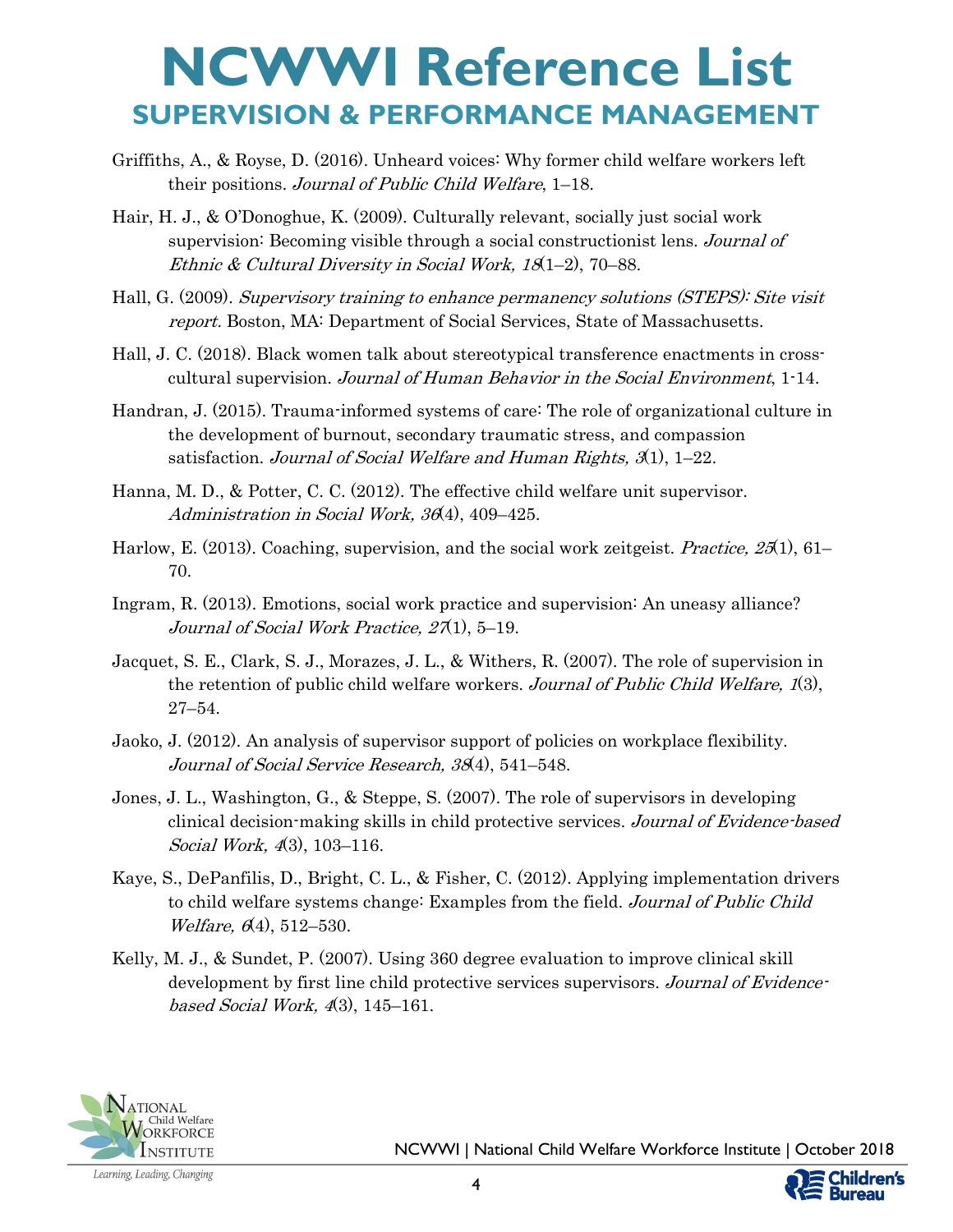# NCWWI Reference List
## SUPERVISION & PERFORMANCE MANAGEMENT

Griffiths, A., & Royse, D. (2016). Unheard voices: Why former child welfare workers left their positions. *Journal of Public Child Welfare*, 1–18.

Hair, H. J., & O'Donoghue, K. (2009). Culturally relevant, socially just social work supervision: Becoming visible through a social constructionist lens. *Journal of Ethnic & Cultural Diversity in Social Work, 18*(1–2), 70–88.

Hall, G. (2009). *Supervisory training to enhance permanency solutions (STEPS): Site visit report.* Boston, MA: Department of Social Services, State of Massachusetts.

Hall, J. C. (2018). Black women talk about stereotypical transference enactments in cross-cultural supervision. *Journal of Human Behavior in the Social Environment*, 1-14.

Handran, J. (2015). Trauma-informed systems of care: The role of organizational culture in the development of burnout, secondary traumatic stress, and compassion satisfaction. *Journal of Social Welfare and Human Rights, 3*(1), 1–22.

Hanna, M. D., & Potter, C. C. (2012). The effective child welfare unit supervisor. *Administration in Social Work, 36*(4), 409–425.

Harlow, E. (2013). Coaching, supervision, and the social work zeitgeist. *Practice, 25*(1), 61–70.

Ingram, R. (2013). Emotions, social work practice and supervision: An uneasy alliance? *Journal of Social Work Practice, 27*(1), 5–19.

Jacquet, S. E., Clark, S. J., Morazes, J. L., & Withers, R. (2007). The role of supervision in the retention of public child welfare workers. *Journal of Public Child Welfare, 1*(3), 27–54.

Jaoko, J. (2012). An analysis of supervisor support of policies on workplace flexibility. *Journal of Social Service Research, 38*(4), 541–548.

Jones, J. L., Washington, G., & Steppe, S. (2007). The role of supervisors in developing clinical decision-making skills in child protective services. *Journal of Evidence-based Social Work, 4*(3), 103–116.

Kaye, S., DePanfilis, D., Bright, C. L., & Fisher, C. (2012). Applying implementation drivers to child welfare systems change: Examples from the field. *Journal of Public Child Welfare, 6*(4), 512–530.

Kelly, M. J., & Sundet, P. (2007). Using 360 degree evaluation to improve clinical skill development by first line child protective services supervisors. *Journal of Evidence-based Social Work, 4*(3), 145–161.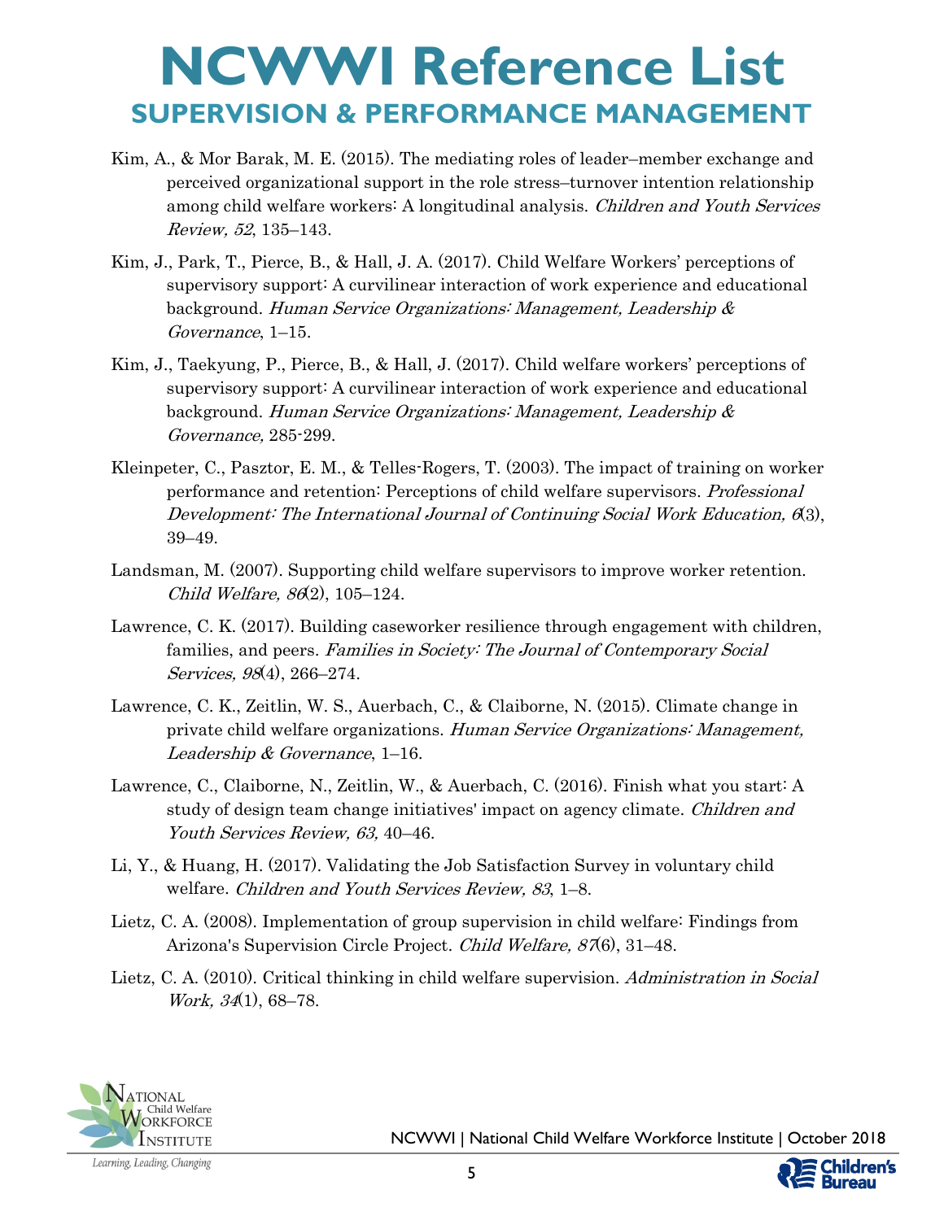# NCWWI Reference List

## SUPERVISION & PERFORMANCE MANAGEMENT

Kim, A., & Mor Barak, M. E. (2015). The mediating roles of leader–member exchange and perceived organizational support in the role stress–turnover intention relationship among child welfare workers: A longitudinal analysis. *Children and Youth Services Review, 52*, 135–143.

Kim, J., Park, T., Pierce, B., & Hall, J. A. (2017). Child Welfare Workers' perceptions of supervisory support: A curvilinear interaction of work experience and educational background. *Human Service Organizations: Management, Leadership & Governance*, 1–15.

Kim, J., Taekyung, P., Pierce, B., & Hall, J. (2017). Child welfare workers' perceptions of supervisory support: A curvilinear interaction of work experience and educational background. *Human Service Organizations: Management, Leadership & Governance,* 285-299.

Kleinpeter, C., Pasztor, E. M., & Telles-Rogers, T. (2003). The impact of training on worker performance and retention: Perceptions of child welfare supervisors. *Professional Development: The International Journal of Continuing Social Work Education, 6*(3), 39–49.

Landsman, M. (2007). Supporting child welfare supervisors to improve worker retention. *Child Welfare, 86*(2), 105–124.

Lawrence, C. K. (2017). Building caseworker resilience through engagement with children, families, and peers. *Families in Society: The Journal of Contemporary Social Services, 98*(4), 266–274.

Lawrence, C. K., Zeitlin, W. S., Auerbach, C., & Claiborne, N. (2015). Climate change in private child welfare organizations. *Human Service Organizations: Management, Leadership & Governance*, 1–16.

Lawrence, C., Claiborne, N., Zeitlin, W., & Auerbach, C. (2016). Finish what you start: A study of design team change initiatives' impact on agency climate. *Children and Youth Services Review, 63,* 40–46.

Li, Y., & Huang, H. (2017). Validating the Job Satisfaction Survey in voluntary child welfare. *Children and Youth Services Review, 83*, 1–8.

Lietz, C. A. (2008). Implementation of group supervision in child welfare: Findings from Arizona's Supervision Circle Project. *Child Welfare, 87*(6), 31–48.

Lietz, C. A. (2010). Critical thinking in child welfare supervision. *Administration in Social Work, 34*(1), 68–78.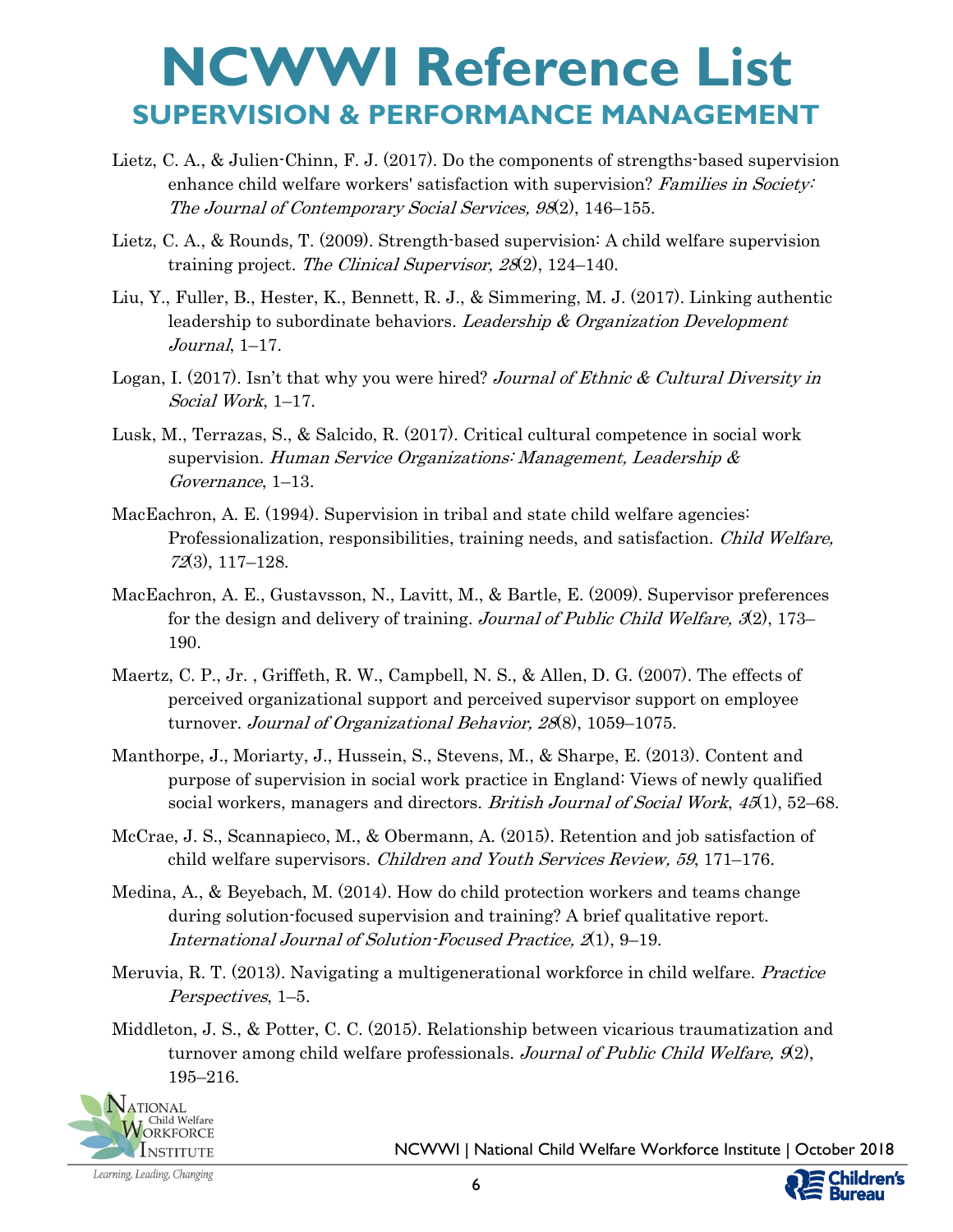# NCWWI Reference List

## SUPERVISION & PERFORMANCE MANAGEMENT

Lietz, C. A., & Julien-Chinn, F. J. (2017). Do the components of strengths-based supervision enhance child welfare workers' satisfaction with supervision? *Families in Society: The Journal of Contemporary Social Services, 98*(2), 146–155.

Lietz, C. A., & Rounds, T. (2009). Strength-based supervision: A child welfare supervision training project. *The Clinical Supervisor, 28*(2), 124–140.

Liu, Y., Fuller, B., Hester, K., Bennett, R. J., & Simmering, M. J. (2017). Linking authentic leadership to subordinate behaviors. *Leadership & Organization Development Journal*, 1–17.

Logan, I. (2017). Isn't that why you were hired? *Journal of Ethnic & Cultural Diversity in Social Work*, 1–17.

Lusk, M., Terrazas, S., & Salcido, R. (2017). Critical cultural competence in social work supervision. *Human Service Organizations: Management, Leadership & Governance*, 1–13.

MacEachron, A. E. (1994). Supervision in tribal and state child welfare agencies: Professionalization, responsibilities, training needs, and satisfaction. *Child Welfare, 72*(3), 117–128.

MacEachron, A. E., Gustavsson, N., Lavitt, M., & Bartle, E. (2009). Supervisor preferences for the design and delivery of training. *Journal of Public Child Welfare, 3*(2), 173–190.

Maertz, C. P., Jr. , Griffeth, R. W., Campbell, N. S., & Allen, D. G. (2007). The effects of perceived organizational support and perceived supervisor support on employee turnover. *Journal of Organizational Behavior, 28*(8), 1059–1075.

Manthorpe, J., Moriarty, J., Hussein, S., Stevens, M., & Sharpe, E. (2013). Content and purpose of supervision in social work practice in England: Views of newly qualified social workers, managers and directors. *British Journal of Social Work*, *45*(1), 52–68.

McCrae, J. S., Scannapieco, M., & Obermann, A. (2015). Retention and job satisfaction of child welfare supervisors. *Children and Youth Services Review, 59*, 171–176.

Medina, A., & Beyebach, M. (2014). How do child protection workers and teams change during solution-focused supervision and training? A brief qualitative report. *International Journal of Solution-Focused Practice, 2*(1), 9–19.

Meruvia, R. T. (2013). Navigating a multigenerational workforce in child welfare. *Practice Perspectives*, 1–5.

Middleton, J. S., & Potter, C. C. (2015). Relationship between vicarious traumatization and turnover among child welfare professionals. *Journal of Public Child Welfare, 9*(2), 195–216.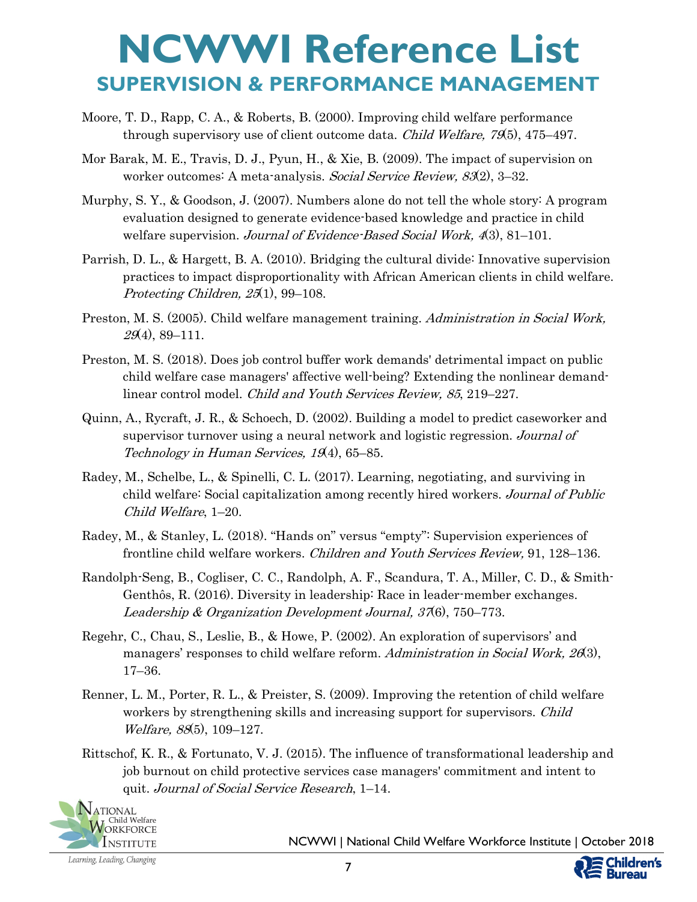# NCWWI Reference List
## SUPERVISION & PERFORMANCE MANAGEMENT

Moore, T. D., Rapp, C. A., & Roberts, B. (2000). Improving child welfare performance through supervisory use of client outcome data. *Child Welfare, 79*(5), 475–497.

Mor Barak, M. E., Travis, D. J., Pyun, H., & Xie, B. (2009). The impact of supervision on worker outcomes: A meta-analysis. *Social Service Review, 83*(2), 3–32.

Murphy, S. Y., & Goodson, J. (2007). Numbers alone do not tell the whole story: A program evaluation designed to generate evidence-based knowledge and practice in child welfare supervision. *Journal of Evidence-Based Social Work, 4*(3), 81–101.

Parrish, D. L., & Hargett, B. A. (2010). Bridging the cultural divide: Innovative supervision practices to impact disproportionality with African American clients in child welfare. *Protecting Children, 25*(1), 99–108.

Preston, M. S. (2005). Child welfare management training. *Administration in Social Work, 29*(4), 89–111.

Preston, M. S. (2018). Does job control buffer work demands' detrimental impact on public child welfare case managers' affective well-being? Extending the nonlinear demand-linear control model. *Child and Youth Services Review, 85*, 219–227.

Quinn, A., Rycraft, J. R., & Schoech, D. (2002). Building a model to predict caseworker and supervisor turnover using a neural network and logistic regression. *Journal of Technology in Human Services, 19*(4), 65–85.

Radey, M., Schelbe, L., & Spinelli, C. L. (2017). Learning, negotiating, and surviving in child welfare: Social capitalization among recently hired workers. *Journal of Public Child Welfare*, 1–20.

Radey, M., & Stanley, L. (2018). "Hands on" versus "empty": Supervision experiences of frontline child welfare workers. *Children and Youth Services Review,* 91, 128–136.

Randolph-Seng, B., Cogliser, C. C., Randolph, A. F., Scandura, T. A., Miller, C. D., & Smith-Genthôs, R. (2016). Diversity in leadership: Race in leader-member exchanges. *Leadership & Organization Development Journal, 37*(6), 750–773.

Regehr, C., Chau, S., Leslie, B., & Howe, P. (2002). An exploration of supervisors' and managers' responses to child welfare reform. *Administration in Social Work, 26*(3), 17–36.

Renner, L. M., Porter, R. L., & Preister, S. (2009). Improving the retention of child welfare workers by strengthening skills and increasing support for supervisors. *Child Welfare, 88*(5), 109–127.

Rittschof, K. R., & Fortunato, V. J. (2015). The influence of transformational leadership and job burnout on child protective services case managers' commitment and intent to quit. *Journal of Social Service Research*, 1–14.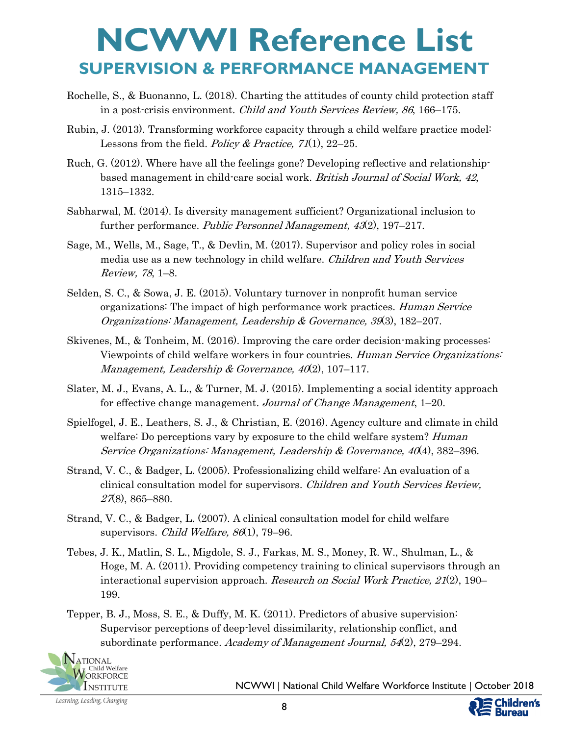# NCWWI Reference List

## SUPERVISION & PERFORMANCE MANAGEMENT

Rochelle, S., & Buonanno, L. (2018). Charting the attitudes of county child protection staff in a post-crisis environment. *Child and Youth Services Review, 86*, 166–175.

Rubin, J. (2013). Transforming workforce capacity through a child welfare practice model: Lessons from the field. *Policy & Practice, 71*(1), 22–25.

Ruch, G. (2012). Where have all the feelings gone? Developing reflective and relationship-based management in child-care social work. *British Journal of Social Work, 42*, 1315–1332.

Sabharwal, M. (2014). Is diversity management sufficient? Organizational inclusion to further performance. *Public Personnel Management, 43*(2), 197–217.

Sage, M., Wells, M., Sage, T., & Devlin, M. (2017). Supervisor and policy roles in social media use as a new technology in child welfare. *Children and Youth Services Review, 78*, 1–8.

Selden, S. C., & Sowa, J. E. (2015). Voluntary turnover in nonprofit human service organizations: The impact of high performance work practices. *Human Service Organizations: Management, Leadership & Governance, 39*(3), 182–207.

Skivenes, M., & Tonheim, M. (2016). Improving the care order decision-making processes: Viewpoints of child welfare workers in four countries. *Human Service Organizations: Management, Leadership & Governance, 40*(2), 107–117.

Slater, M. J., Evans, A. L., & Turner, M. J. (2015). Implementing a social identity approach for effective change management. *Journal of Change Management*, 1–20.

Spielfogel, J. E., Leathers, S. J., & Christian, E. (2016). Agency culture and climate in child welfare: Do perceptions vary by exposure to the child welfare system? *Human Service Organizations: Management, Leadership & Governance, 40*(4), 382–396.

Strand, V. C., & Badger, L. (2005). Professionalizing child welfare: An evaluation of a clinical consultation model for supervisors. *Children and Youth Services Review, 27*(8), 865–880.

Strand, V. C., & Badger, L. (2007). A clinical consultation model for child welfare supervisors. *Child Welfare, 86*(1), 79–96.

Tebes, J. K., Matlin, S. L., Migdole, S. J., Farkas, M. S., Money, R. W., Shulman, L., & Hoge, M. A. (2011). Providing competency training to clinical supervisors through an interactional supervision approach. *Research on Social Work Practice, 21*(2), 190–199.

Tepper, B. J., Moss, S. E., & Duffy, M. K. (2011). Predictors of abusive supervision: Supervisor perceptions of deep-level dissimilarity, relationship conflict, and subordinate performance. *Academy of Management Journal, 54*(2), 279–294.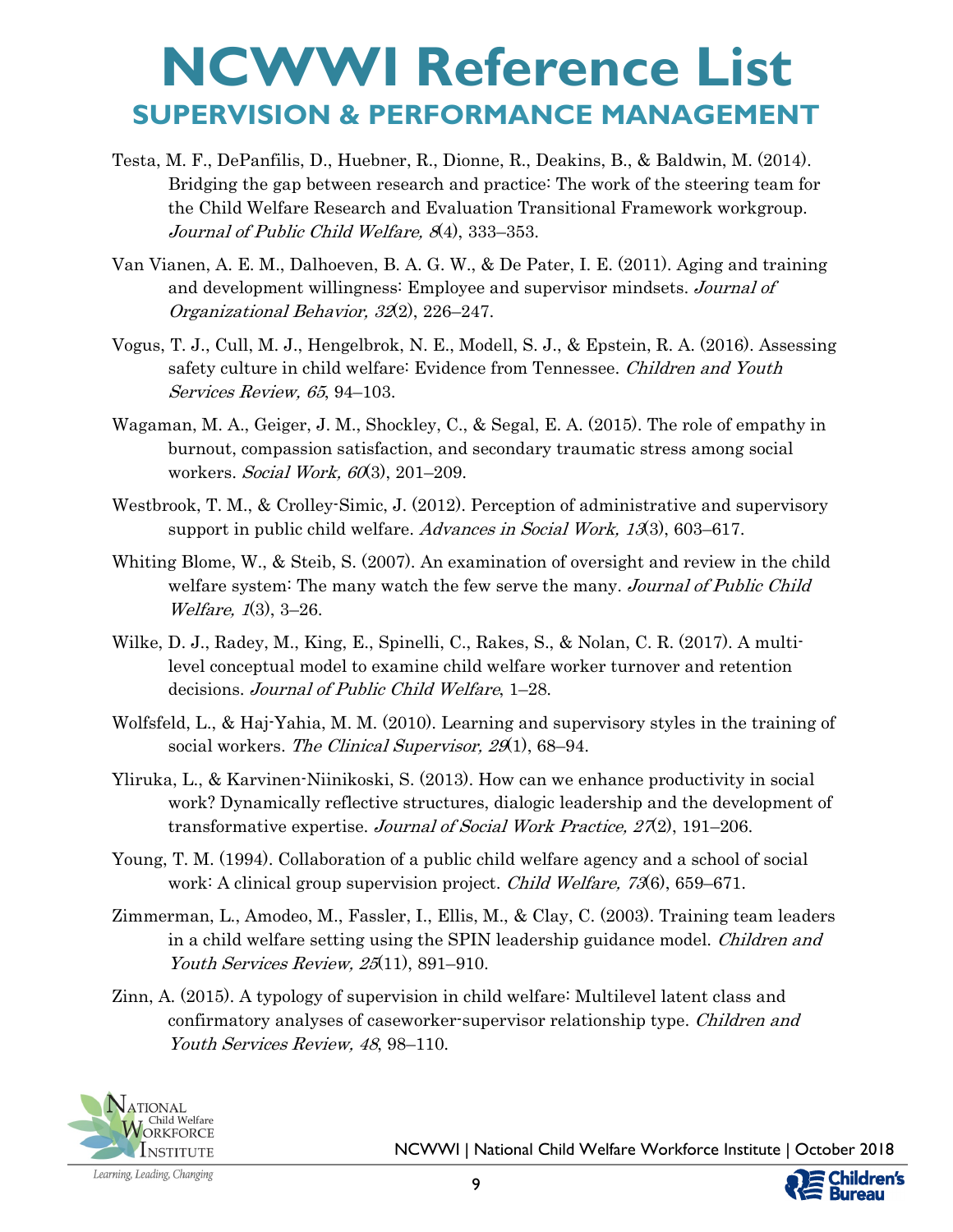# NCWWI Reference List

## SUPERVISION & PERFORMANCE MANAGEMENT

Testa, M. F., DePanfilis, D., Huebner, R., Dionne, R., Deakins, B., & Baldwin, M. (2014). Bridging the gap between research and practice: The work of the steering team for the Child Welfare Research and Evaluation Transitional Framework workgroup. *Journal of Public Child Welfare, 8*(4), 333–353.

Van Vianen, A. E. M., Dalhoeven, B. A. G. W., & De Pater, I. E. (2011). Aging and training and development willingness: Employee and supervisor mindsets. *Journal of Organizational Behavior, 32*(2), 226–247.

Vogus, T. J., Cull, M. J., Hengelbrok, N. E., Modell, S. J., & Epstein, R. A. (2016). Assessing safety culture in child welfare: Evidence from Tennessee. *Children and Youth Services Review, 65*, 94–103.

Wagaman, M. A., Geiger, J. M., Shockley, C., & Segal, E. A. (2015). The role of empathy in burnout, compassion satisfaction, and secondary traumatic stress among social workers. *Social Work, 60*(3), 201–209.

Westbrook, T. M., & Crolley-Simic, J. (2012). Perception of administrative and supervisory support in public child welfare. *Advances in Social Work, 13*(3), 603–617.

Whiting Blome, W., & Steib, S. (2007). An examination of oversight and review in the child welfare system: The many watch the few serve the many. *Journal of Public Child Welfare, 1*(3), 3–26.

Wilke, D. J., Radey, M., King, E., Spinelli, C., Rakes, S., & Nolan, C. R. (2017). A multi-level conceptual model to examine child welfare worker turnover and retention decisions. *Journal of Public Child Welfare*, 1–28.

Wolfsfeld, L., & Haj-Yahia, M. M. (2010). Learning and supervisory styles in the training of social workers. *The Clinical Supervisor, 29*(1), 68–94.

Yliruka, L., & Karvinen-Niinikoski, S. (2013). How can we enhance productivity in social work? Dynamically reflective structures, dialogic leadership and the development of transformative expertise. *Journal of Social Work Practice, 27*(2), 191–206.

Young, T. M. (1994). Collaboration of a public child welfare agency and a school of social work: A clinical group supervision project. *Child Welfare, 73*(6), 659–671.

Zimmerman, L., Amodeo, M., Fassler, I., Ellis, M., & Clay, C. (2003). Training team leaders in a child welfare setting using the SPIN leadership guidance model. *Children and Youth Services Review, 25*(11), 891–910.

Zinn, A. (2015). A typology of supervision in child welfare: Multilevel latent class and confirmatory analyses of caseworker-supervisor relationship type. *Children and Youth Services Review, 48*, 98–110.